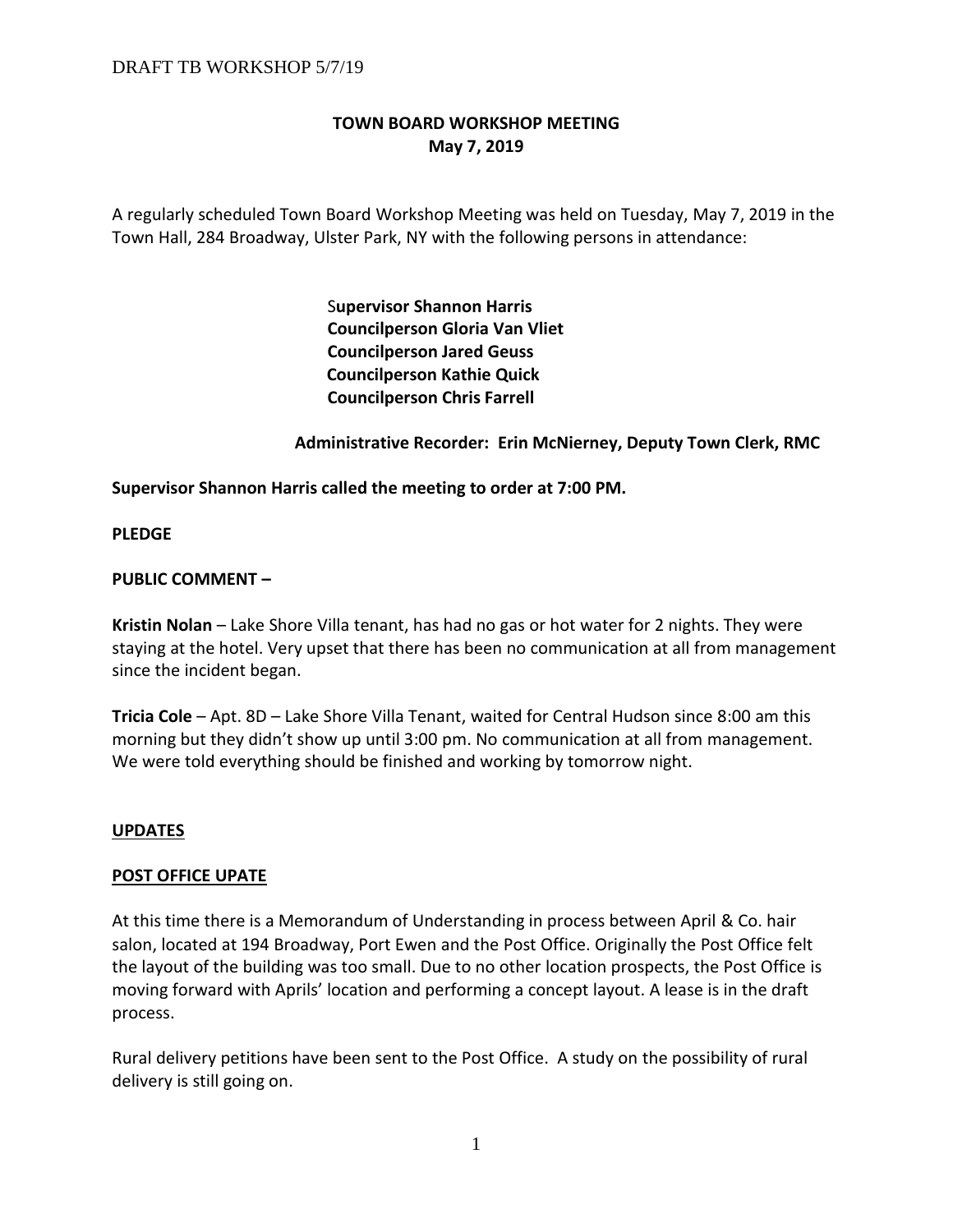# TOWN BOARD WORKSHOP MEETING
## May 7, 2019

A regularly scheduled Town Board Workshop Meeting was held on Tuesday, May 7, 2019 in the Town Hall, 284 Broadway, Ulster Park, NY with the following persons in attendance:

**Supervisor Shannon Harris**
**Councilperson Gloria Van Vliet**
**Councilperson Jared Geuss**
**Councilperson Kathie Quick**
**Councilperson Chris Farrell**

**Administrative Recorder: Erin McNierney, Deputy Town Clerk, RMC**

**Supervisor Shannon Harris called the meeting to order at 7:00 PM.**

**PLEDGE**

**PUBLIC COMMENT –**

**Kristin Nolan** – Lake Shore Villa tenant, has had no gas or hot water for 2 nights. They were staying at the hotel. Very upset that there has been no communication at all from management since the incident began.

**Tricia Cole** – Apt. 8D – Lake Shore Villa Tenant, waited for Central Hudson since 8:00 am this morning but they didn't show up until 3:00 pm. No communication at all from management. We were told everything should be finished and working by tomorrow night.

**UPDATES**

**POST OFFICE UPATE**

At this time there is a Memorandum of Understanding in process between April & Co. hair salon, located at 194 Broadway, Port Ewen and the Post Office. Originally the Post Office felt the layout of the building was too small. Due to no other location prospects, the Post Office is moving forward with Aprils' location and performing a concept layout. A lease is in the draft process.

Rural delivery petitions have been sent to the Post Office. A study on the possibility of rural delivery is still going on.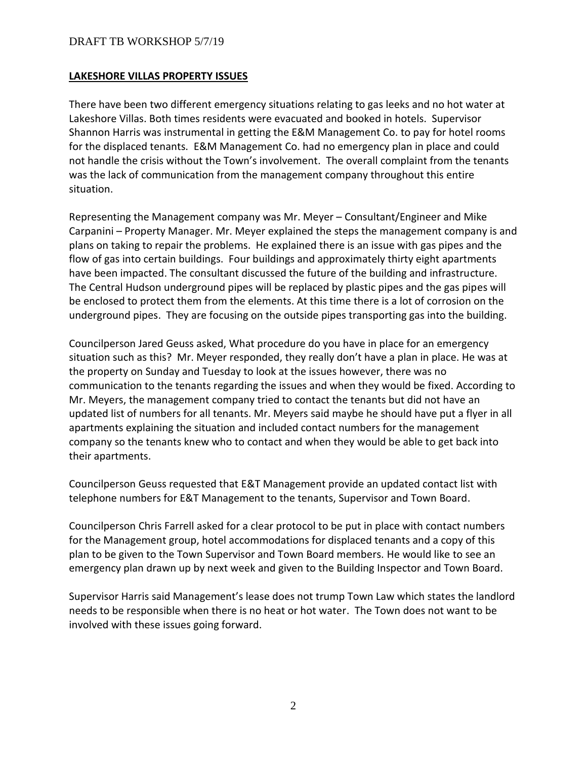**LAKESHORE VILLAS PROPERTY ISSUES**

There have been two different emergency situations relating to gas leeks and no hot water at Lakeshore Villas. Both times residents were evacuated and booked in hotels. Supervisor Shannon Harris was instrumental in getting the E&M Management Co. to pay for hotel rooms for the displaced tenants. E&M Management Co. had no emergency plan in place and could not handle the crisis without the Town's involvement. The overall complaint from the tenants was the lack of communication from the management company throughout this entire situation.

Representing the Management company was Mr. Meyer – Consultant/Engineer and Mike Carpanini – Property Manager. Mr. Meyer explained the steps the management company is and plans on taking to repair the problems. He explained there is an issue with gas pipes and the flow of gas into certain buildings. Four buildings and approximately thirty eight apartments have been impacted. The consultant discussed the future of the building and infrastructure. The Central Hudson underground pipes will be replaced by plastic pipes and the gas pipes will be enclosed to protect them from the elements. At this time there is a lot of corrosion on the underground pipes. They are focusing on the outside pipes transporting gas into the building.

Councilperson Jared Geuss asked, What procedure do you have in place for an emergency situation such as this? Mr. Meyer responded, they really don't have a plan in place. He was at the property on Sunday and Tuesday to look at the issues however, there was no communication to the tenants regarding the issues and when they would be fixed. According to Mr. Meyers, the management company tried to contact the tenants but did not have an updated list of numbers for all tenants. Mr. Meyers said maybe he should have put a flyer in all apartments explaining the situation and included contact numbers for the management company so the tenants knew who to contact and when they would be able to get back into their apartments.

Councilperson Geuss requested that E&T Management provide an updated contact list with telephone numbers for E&T Management to the tenants, Supervisor and Town Board.

Councilperson Chris Farrell asked for a clear protocol to be put in place with contact numbers for the Management group, hotel accommodations for displaced tenants and a copy of this plan to be given to the Town Supervisor and Town Board members. He would like to see an emergency plan drawn up by next week and given to the Building Inspector and Town Board.

Supervisor Harris said Management's lease does not trump Town Law which states the landlord needs to be responsible when there is no heat or hot water. The Town does not want to be involved with these issues going forward.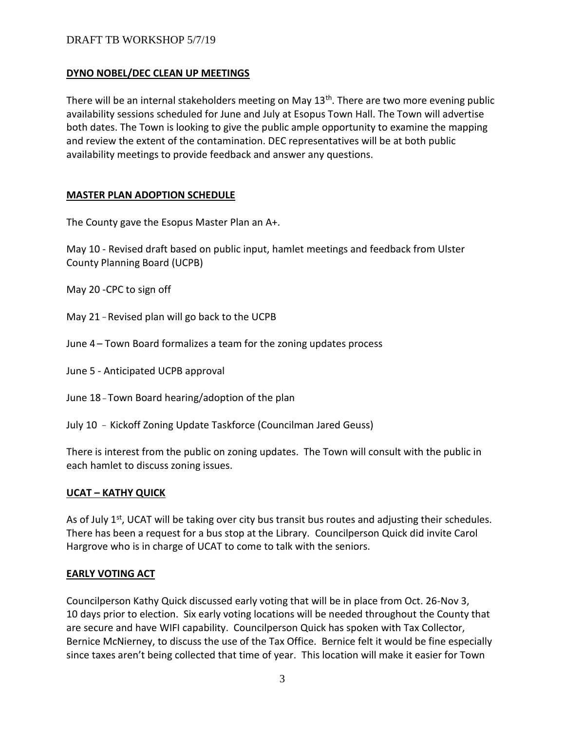**DYNO NOBEL/DEC CLEAN UP MEETINGS**

There will be an internal stakeholders meeting on May 13th. There are two more evening public availability sessions scheduled for June and July at Esopus Town Hall. The Town will advertise both dates. The Town is looking to give the public ample opportunity to examine the mapping and review the extent of the contamination. DEC representatives will be at both public availability meetings to provide feedback and answer any questions.

**MASTER PLAN ADOPTION SCHEDULE**

The County gave the Esopus Master Plan an A+.

May 10 - Revised draft based on public input, hamlet meetings and feedback from Ulster County Planning Board (UCPB)

May 20 -CPC to sign off

May 21 – Revised plan will go back to the UCPB

June 4 – Town Board formalizes a team for the zoning updates process

June 5 - Anticipated UCPB approval

June 18 – Town Board hearing/adoption of the plan

July 10 – Kickoff Zoning Update Taskforce (Councilman Jared Geuss)

There is interest from the public on zoning updates. The Town will consult with the public in each hamlet to discuss zoning issues.

**UCAT – KATHY QUICK**

As of July 1st, UCAT will be taking over city bus transit bus routes and adjusting their schedules. There has been a request for a bus stop at the Library. Councilperson Quick did invite Carol Hargrove who is in charge of UCAT to come to talk with the seniors.

**EARLY VOTING ACT**

Councilperson Kathy Quick discussed early voting that will be in place from Oct. 26-Nov 3, 10 days prior to election. Six early voting locations will be needed throughout the County that are secure and have WIFI capability. Councilperson Quick has spoken with Tax Collector, Bernice McNierney, to discuss the use of the Tax Office. Bernice felt it would be fine especially since taxes aren't being collected that time of year. This location will make it easier for Town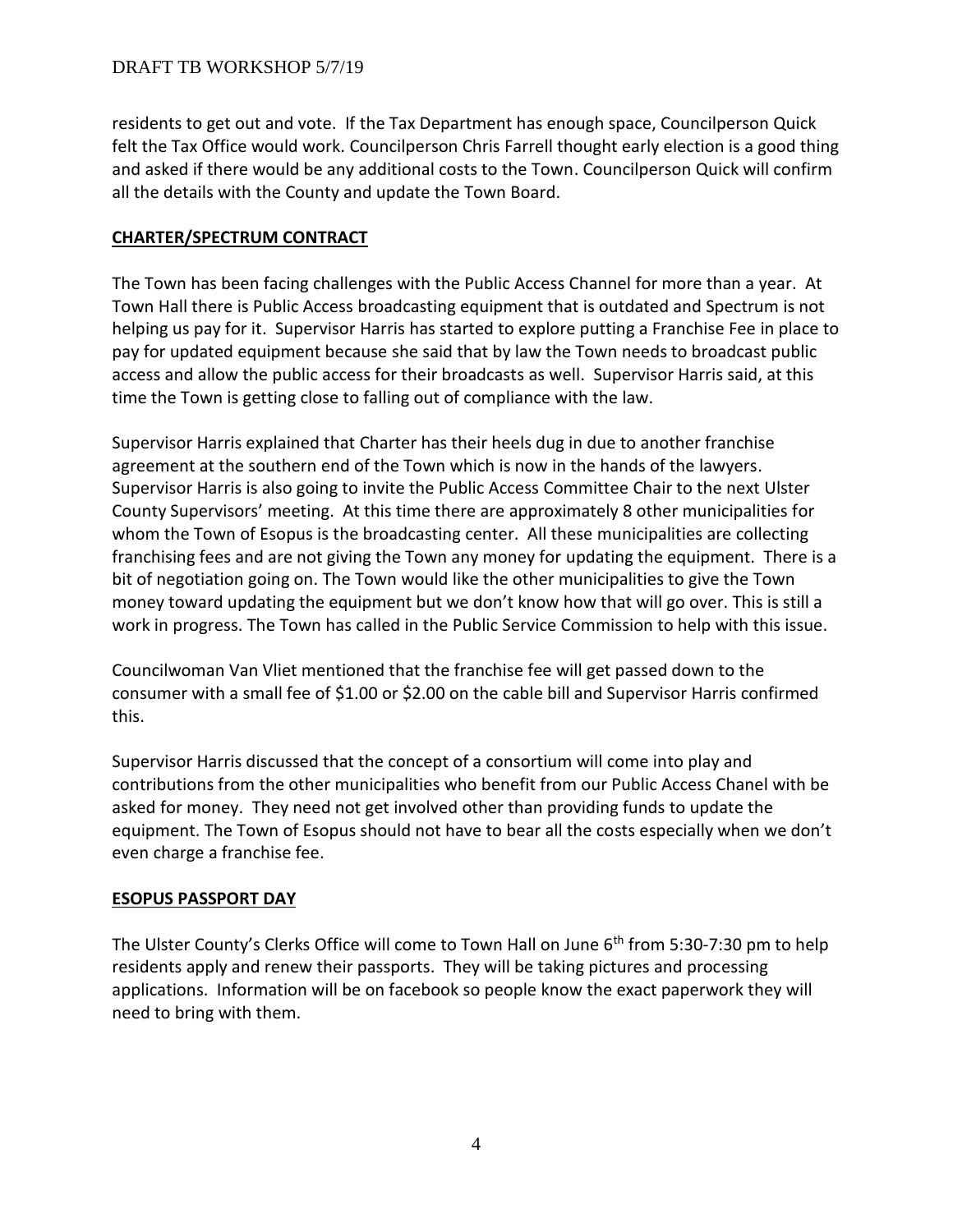residents to get out and vote. If the Tax Department has enough space, Councilperson Quick felt the Tax Office would work. Councilperson Chris Farrell thought early election is a good thing and asked if there would be any additional costs to the Town. Councilperson Quick will confirm all the details with the County and update the Town Board.

## CHARTER/SPECTRUM CONTRACT

The Town has been facing challenges with the Public Access Channel for more than a year. At Town Hall there is Public Access broadcasting equipment that is outdated and Spectrum is not helping us pay for it. Supervisor Harris has started to explore putting a Franchise Fee in place to pay for updated equipment because she said that by law the Town needs to broadcast public access and allow the public access for their broadcasts as well. Supervisor Harris said, at this time the Town is getting close to falling out of compliance with the law.

Supervisor Harris explained that Charter has their heels dug in due to another franchise agreement at the southern end of the Town which is now in the hands of the lawyers. Supervisor Harris is also going to invite the Public Access Committee Chair to the next Ulster County Supervisors' meeting. At this time there are approximately 8 other municipalities for whom the Town of Esopus is the broadcasting center. All these municipalities are collecting franchising fees and are not giving the Town any money for updating the equipment. There is a bit of negotiation going on. The Town would like the other municipalities to give the Town money toward updating the equipment but we don't know how that will go over. This is still a work in progress. The Town has called in the Public Service Commission to help with this issue.

Councilwoman Van Vliet mentioned that the franchise fee will get passed down to the consumer with a small fee of $1.00 or $2.00 on the cable bill and Supervisor Harris confirmed this.

Supervisor Harris discussed that the concept of a consortium will come into play and contributions from the other municipalities who benefit from our Public Access Chanel with be asked for money. They need not get involved other than providing funds to update the equipment. The Town of Esopus should not have to bear all the costs especially when we don't even charge a franchise fee.

## ESOPUS PASSPORT DAY

The Ulster County's Clerks Office will come to Town Hall on June 6th from 5:30-7:30 pm to help residents apply and renew their passports. They will be taking pictures and processing applications. Information will be on facebook so people know the exact paperwork they will need to bring with them.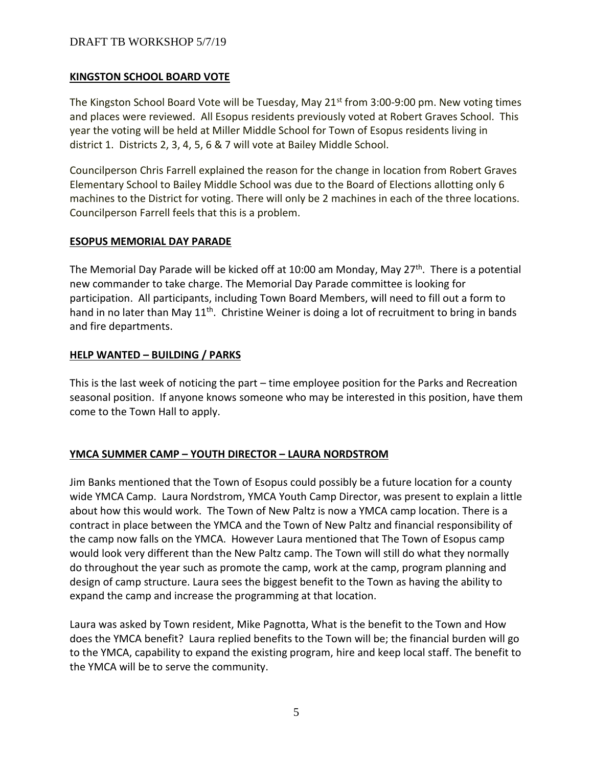## KINGSTON SCHOOL BOARD VOTE

The Kingston School Board Vote will be Tuesday, May 21st from 3:00-9:00 pm. New voting times and places were reviewed. All Esopus residents previously voted at Robert Graves School. This year the voting will be held at Miller Middle School for Town of Esopus residents living in district 1. Districts 2, 3, 4, 5, 6 & 7 will vote at Bailey Middle School.

Councilperson Chris Farrell explained the reason for the change in location from Robert Graves Elementary School to Bailey Middle School was due to the Board of Elections allotting only 6 machines to the District for voting. There will only be 2 machines in each of the three locations. Councilperson Farrell feels that this is a problem.

## ESOPUS MEMORIAL DAY PARADE

The Memorial Day Parade will be kicked off at 10:00 am Monday, May 27th. There is a potential new commander to take charge. The Memorial Day Parade committee is looking for participation. All participants, including Town Board Members, will need to fill out a form to hand in no later than May 11th. Christine Weiner is doing a lot of recruitment to bring in bands and fire departments.

## HELP WANTED – BUILDING / PARKS

This is the last week of noticing the part – time employee position for the Parks and Recreation seasonal position. If anyone knows someone who may be interested in this position, have them come to the Town Hall to apply.

## YMCA SUMMER CAMP – YOUTH DIRECTOR – LAURA NORDSTROM

Jim Banks mentioned that the Town of Esopus could possibly be a future location for a county wide YMCA Camp. Laura Nordstrom, YMCA Youth Camp Director, was present to explain a little about how this would work. The Town of New Paltz is now a YMCA camp location. There is a contract in place between the YMCA and the Town of New Paltz and financial responsibility of the camp now falls on the YMCA. However Laura mentioned that The Town of Esopus camp would look very different than the New Paltz camp. The Town will still do what they normally do throughout the year such as promote the camp, work at the camp, program planning and design of camp structure. Laura sees the biggest benefit to the Town as having the ability to expand the camp and increase the programming at that location.

Laura was asked by Town resident, Mike Pagnotta, What is the benefit to the Town and How does the YMCA benefit? Laura replied benefits to the Town will be; the financial burden will go to the YMCA, capability to expand the existing program, hire and keep local staff. The benefit to the YMCA will be to serve the community.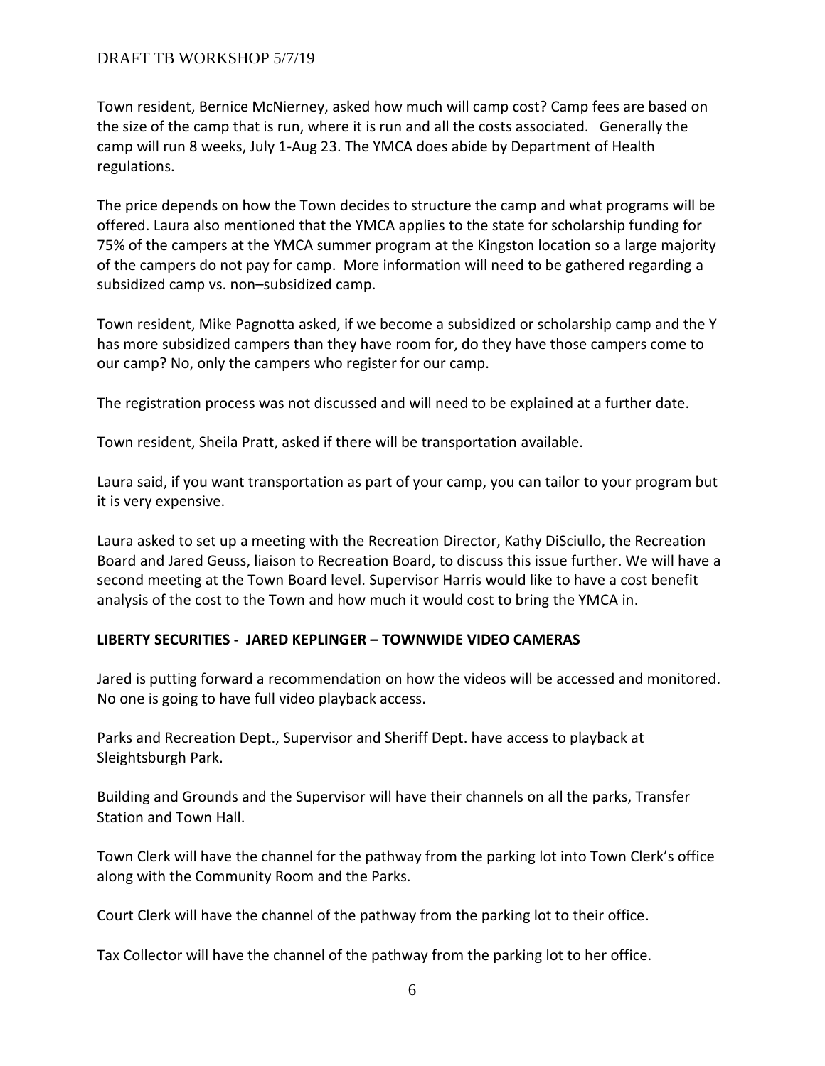Town resident, Bernice McNierney, asked how much will camp cost? Camp fees are based on the size of the camp that is run, where it is run and all the costs associated. Generally the camp will run 8 weeks, July 1-Aug 23. The YMCA does abide by Department of Health regulations.

The price depends on how the Town decides to structure the camp and what programs will be offered. Laura also mentioned that the YMCA applies to the state for scholarship funding for 75% of the campers at the YMCA summer program at the Kingston location so a large majority of the campers do not pay for camp. More information will need to be gathered regarding a subsidized camp vs. non–subsidized camp.

Town resident, Mike Pagnotta asked, if we become a subsidized or scholarship camp and the Y has more subsidized campers than they have room for, do they have those campers come to our camp? No, only the campers who register for our camp.

The registration process was not discussed and will need to be explained at a further date.

Town resident, Sheila Pratt, asked if there will be transportation available.

Laura said, if you want transportation as part of your camp, you can tailor to your program but it is very expensive.

Laura asked to set up a meeting with the Recreation Director, Kathy DiSciullo, the Recreation Board and Jared Geuss, liaison to Recreation Board, to discuss this issue further. We will have a second meeting at the Town Board level. Supervisor Harris would like to have a cost benefit analysis of the cost to the Town and how much it would cost to bring the YMCA in.

**LIBERTY SECURITIES - JARED KEPLINGER – TOWNWIDE VIDEO CAMERAS**

Jared is putting forward a recommendation on how the videos will be accessed and monitored. No one is going to have full video playback access.

Parks and Recreation Dept., Supervisor and Sheriff Dept. have access to playback at Sleightsburgh Park.

Building and Grounds and the Supervisor will have their channels on all the parks, Transfer Station and Town Hall.

Town Clerk will have the channel for the pathway from the parking lot into Town Clerk's office along with the Community Room and the Parks.

Court Clerk will have the channel of the pathway from the parking lot to their office.

Tax Collector will have the channel of the pathway from the parking lot to her office.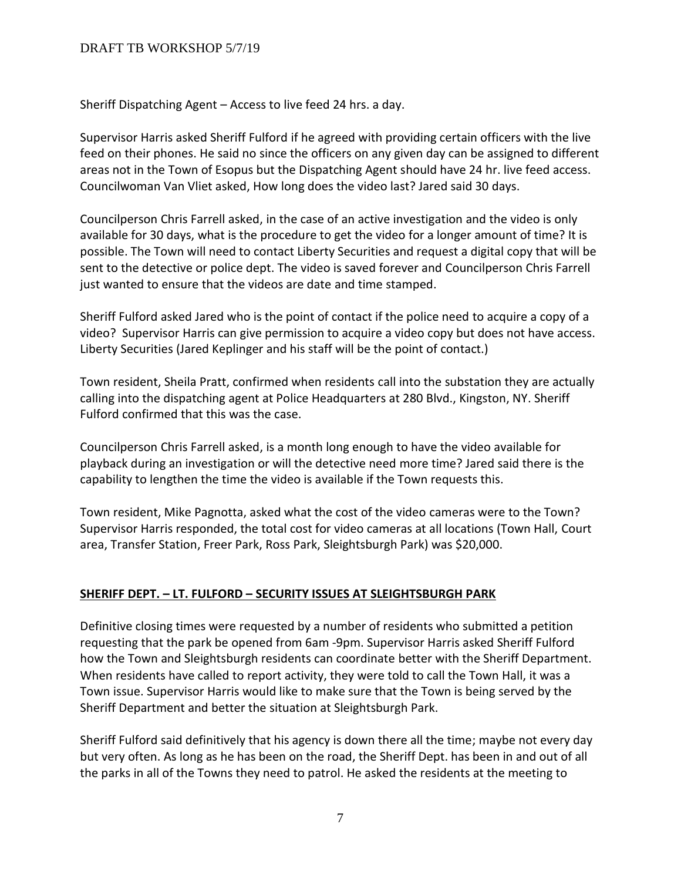Sheriff Dispatching Agent – Access to live feed 24 hrs. a day.

Supervisor Harris asked Sheriff Fulford if he agreed with providing certain officers with the live feed on their phones. He said no since the officers on any given day can be assigned to different areas not in the Town of Esopus but the Dispatching Agent should have 24 hr. live feed access. Councilwoman Van Vliet asked, How long does the video last? Jared said 30 days.

Councilperson Chris Farrell asked, in the case of an active investigation and the video is only available for 30 days, what is the procedure to get the video for a longer amount of time? It is possible. The Town will need to contact Liberty Securities and request a digital copy that will be sent to the detective or police dept. The video is saved forever and Councilperson Chris Farrell just wanted to ensure that the videos are date and time stamped.

Sheriff Fulford asked Jared who is the point of contact if the police need to acquire a copy of a video? Supervisor Harris can give permission to acquire a video copy but does not have access. Liberty Securities (Jared Keplinger and his staff will be the point of contact.)

Town resident, Sheila Pratt, confirmed when residents call into the substation they are actually calling into the dispatching agent at Police Headquarters at 280 Blvd., Kingston, NY. Sheriff Fulford confirmed that this was the case.

Councilperson Chris Farrell asked, is a month long enough to have the video available for playback during an investigation or will the detective need more time? Jared said there is the capability to lengthen the time the video is available if the Town requests this.

Town resident, Mike Pagnotta, asked what the cost of the video cameras were to the Town? Supervisor Harris responded, the total cost for video cameras at all locations (Town Hall, Court area, Transfer Station, Freer Park, Ross Park, Sleightsburgh Park) was $20,000.

**SHERIFF DEPT. – LT. FULFORD – SECURITY ISSUES AT SLEIGHTSBURGH PARK**

Definitive closing times were requested by a number of residents who submitted a petition requesting that the park be opened from 6am -9pm. Supervisor Harris asked Sheriff Fulford how the Town and Sleightsburgh residents can coordinate better with the Sheriff Department. When residents have called to report activity, they were told to call the Town Hall, it was a Town issue. Supervisor Harris would like to make sure that the Town is being served by the Sheriff Department and better the situation at Sleightsburgh Park.

Sheriff Fulford said definitively that his agency is down there all the time; maybe not every day but very often. As long as he has been on the road, the Sheriff Dept. has been in and out of all the parks in all of the Towns they need to patrol. He asked the residents at the meeting to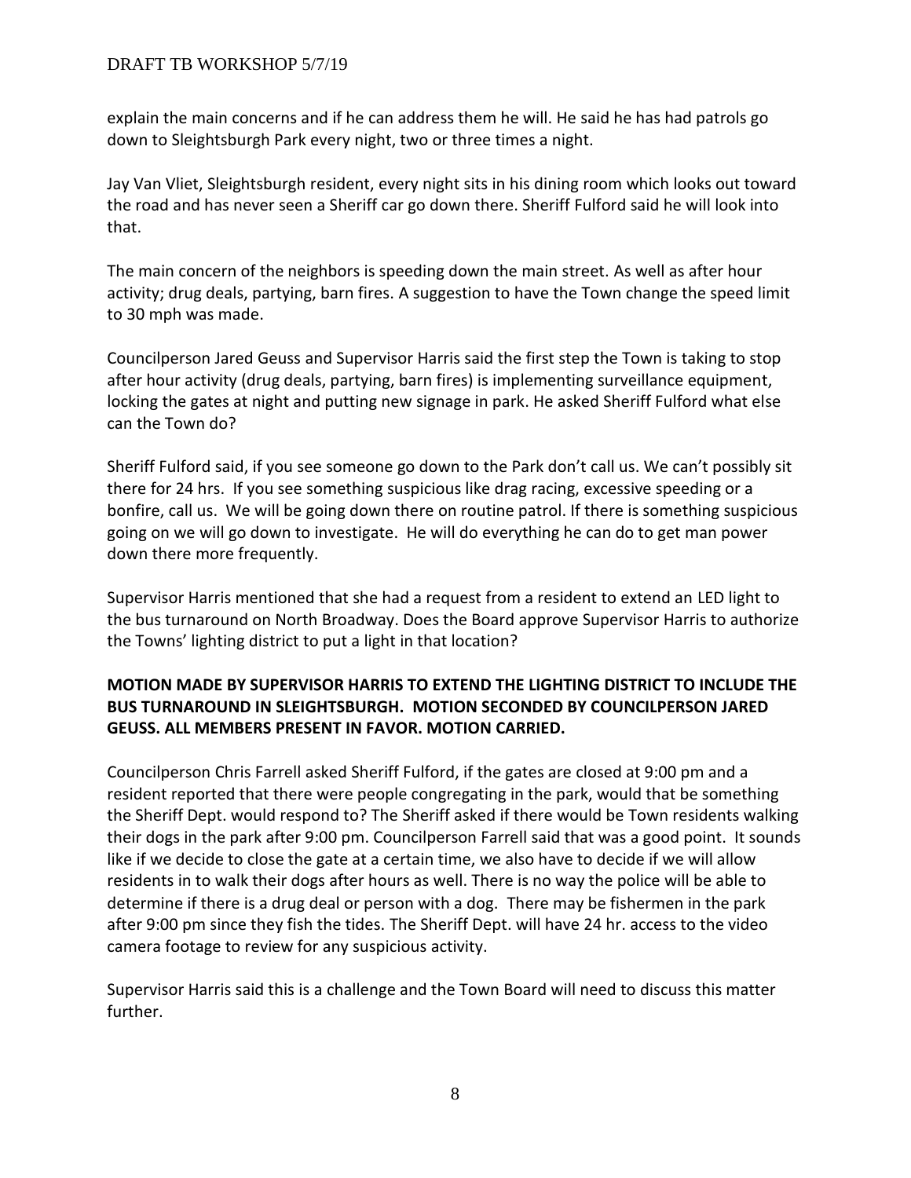explain the main concerns and if he can address them he will. He said he has had patrols go down to Sleightsburgh Park every night, two or three times a night.

Jay Van Vliet, Sleightsburgh resident, every night sits in his dining room which looks out toward the road and has never seen a Sheriff car go down there. Sheriff Fulford said he will look into that.

The main concern of the neighbors is speeding down the main street. As well as after hour activity; drug deals, partying, barn fires. A suggestion to have the Town change the speed limit to 30 mph was made.

Councilperson Jared Geuss and Supervisor Harris said the first step the Town is taking to stop after hour activity (drug deals, partying, barn fires) is implementing surveillance equipment, locking the gates at night and putting new signage in park. He asked Sheriff Fulford what else can the Town do?

Sheriff Fulford said, if you see someone go down to the Park don't call us. We can't possibly sit there for 24 hrs. If you see something suspicious like drag racing, excessive speeding or a bonfire, call us. We will be going down there on routine patrol. If there is something suspicious going on we will go down to investigate. He will do everything he can do to get man power down there more frequently.

Supervisor Harris mentioned that she had a request from a resident to extend an LED light to the bus turnaround on North Broadway. Does the Board approve Supervisor Harris to authorize the Towns' lighting district to put a light in that location?

**MOTION MADE BY SUPERVISOR HARRIS TO EXTEND THE LIGHTING DISTRICT TO INCLUDE THE BUS TURNAROUND IN SLEIGHTSBURGH. MOTION SECONDED BY COUNCILPERSON JARED GEUSS. ALL MEMBERS PRESENT IN FAVOR. MOTION CARRIED.**

Councilperson Chris Farrell asked Sheriff Fulford, if the gates are closed at 9:00 pm and a resident reported that there were people congregating in the park, would that be something the Sheriff Dept. would respond to? The Sheriff asked if there would be Town residents walking their dogs in the park after 9:00 pm. Councilperson Farrell said that was a good point. It sounds like if we decide to close the gate at a certain time, we also have to decide if we will allow residents in to walk their dogs after hours as well. There is no way the police will be able to determine if there is a drug deal or person with a dog. There may be fishermen in the park after 9:00 pm since they fish the tides. The Sheriff Dept. will have 24 hr. access to the video camera footage to review for any suspicious activity.

Supervisor Harris said this is a challenge and the Town Board will need to discuss this matter further.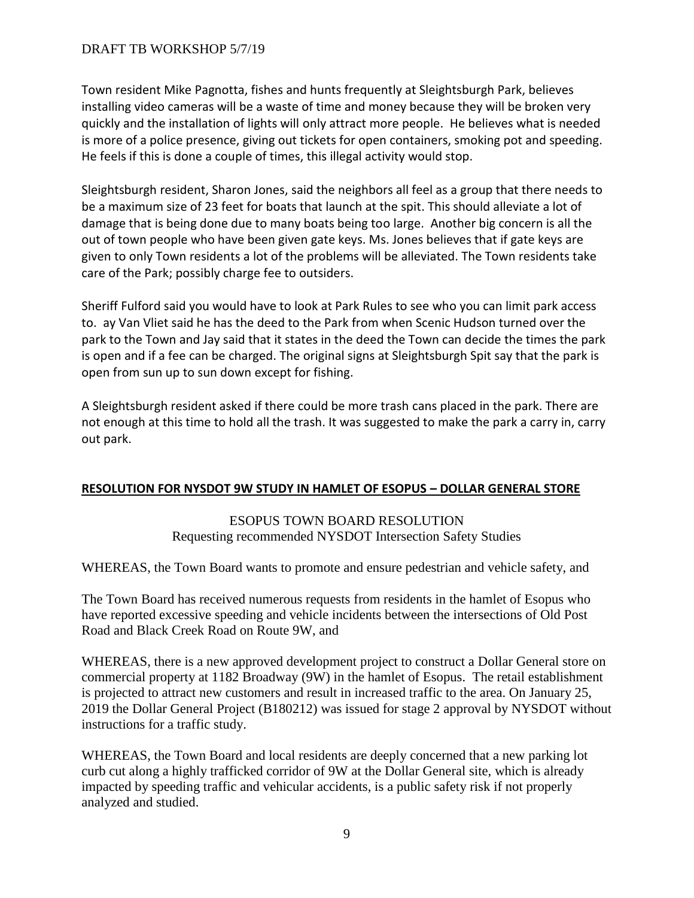Town resident Mike Pagnotta, fishes and hunts frequently at Sleightsburgh Park, believes installing video cameras will be a waste of time and money because they will be broken very quickly and the installation of lights will only attract more people. He believes what is needed is more of a police presence, giving out tickets for open containers, smoking pot and speeding. He feels if this is done a couple of times, this illegal activity would stop.

Sleightsburgh resident, Sharon Jones, said the neighbors all feel as a group that there needs to be a maximum size of 23 feet for boats that launch at the spit. This should alleviate a lot of damage that is being done due to many boats being too large. Another big concern is all the out of town people who have been given gate keys. Ms. Jones believes that if gate keys are given to only Town residents a lot of the problems will be alleviated. The Town residents take care of the Park; possibly charge fee to outsiders.

Sheriff Fulford said you would have to look at Park Rules to see who you can limit park access to. ay Van Vliet said he has the deed to the Park from when Scenic Hudson turned over the park to the Town and Jay said that it states in the deed the Town can decide the times the park is open and if a fee can be charged. The original signs at Sleightsburgh Spit say that the park is open from sun up to sun down except for fishing.

A Sleightsburgh resident asked if there could be more trash cans placed in the park. There are not enough at this time to hold all the trash. It was suggested to make the park a carry in, carry out park.

**RESOLUTION FOR NYSDOT 9W STUDY IN HAMLET OF ESOPUS – DOLLAR GENERAL STORE**

ESOPUS TOWN BOARD RESOLUTION
Requesting recommended NYSDOT Intersection Safety Studies

WHEREAS, the Town Board wants to promote and ensure pedestrian and vehicle safety, and

The Town Board has received numerous requests from residents in the hamlet of Esopus who have reported excessive speeding and vehicle incidents between the intersections of Old Post Road and Black Creek Road on Route 9W, and

WHEREAS, there is a new approved development project to construct a Dollar General store on commercial property at 1182 Broadway (9W) in the hamlet of Esopus. The retail establishment is projected to attract new customers and result in increased traffic to the area. On January 25, 2019 the Dollar General Project (B180212) was issued for stage 2 approval by NYSDOT without instructions for a traffic study.

WHEREAS, the Town Board and local residents are deeply concerned that a new parking lot curb cut along a highly trafficked corridor of 9W at the Dollar General site, which is already impacted by speeding traffic and vehicular accidents, is a public safety risk if not properly analyzed and studied.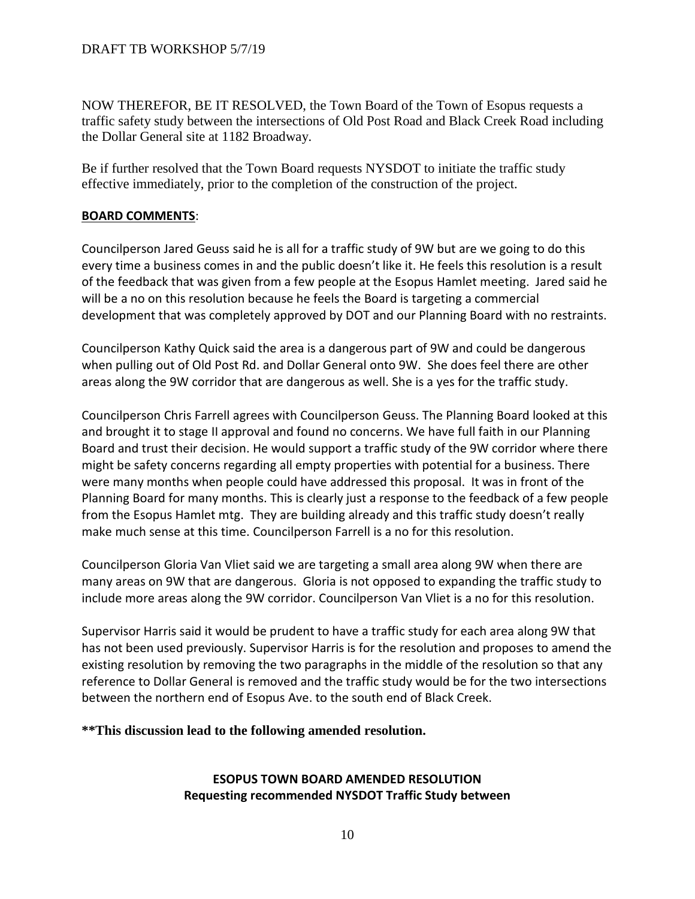NOW THEREFOR, BE IT RESOLVED, the Town Board of the Town of Esopus requests a traffic safety study between the intersections of Old Post Road and Black Creek Road including the Dollar General site at 1182 Broadway.

Be if further resolved that the Town Board requests NYSDOT to initiate the traffic study effective immediately, prior to the completion of the construction of the project.

**BOARD COMMENTS**:

Councilperson Jared Geuss said he is all for a traffic study of 9W but are we going to do this every time a business comes in and the public doesn't like it. He feels this resolution is a result of the feedback that was given from a few people at the Esopus Hamlet meeting. Jared said he will be a no on this resolution because he feels the Board is targeting a commercial development that was completely approved by DOT and our Planning Board with no restraints.

Councilperson Kathy Quick said the area is a dangerous part of 9W and could be dangerous when pulling out of Old Post Rd. and Dollar General onto 9W. She does feel there are other areas along the 9W corridor that are dangerous as well. She is a yes for the traffic study.

Councilperson Chris Farrell agrees with Councilperson Geuss. The Planning Board looked at this and brought it to stage II approval and found no concerns. We have full faith in our Planning Board and trust their decision. He would support a traffic study of the 9W corridor where there might be safety concerns regarding all empty properties with potential for a business. There were many months when people could have addressed this proposal. It was in front of the Planning Board for many months. This is clearly just a response to the feedback of a few people from the Esopus Hamlet mtg. They are building already and this traffic study doesn't really make much sense at this time. Councilperson Farrell is a no for this resolution.

Councilperson Gloria Van Vliet said we are targeting a small area along 9W when there are many areas on 9W that are dangerous. Gloria is not opposed to expanding the traffic study to include more areas along the 9W corridor. Councilperson Van Vliet is a no for this resolution.

Supervisor Harris said it would be prudent to have a traffic study for each area along 9W that has not been used previously. Supervisor Harris is for the resolution and proposes to amend the existing resolution by removing the two paragraphs in the middle of the resolution so that any reference to Dollar General is removed and the traffic study would be for the two intersections between the northern end of Esopus Ave. to the south end of Black Creek.

****This discussion lead to the following amended resolution.**

**ESOPUS TOWN BOARD AMENDED RESOLUTION**
**Requesting recommended NYSDOT Traffic Study between**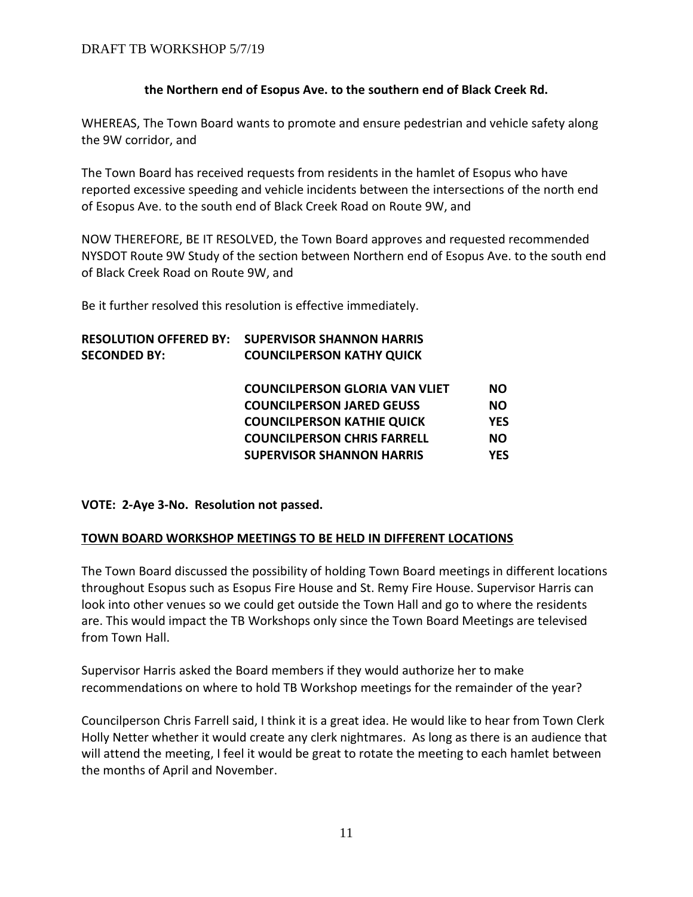**the Northern end of Esopus Ave. to the southern end of Black Creek Rd.**

WHEREAS, The Town Board wants to promote and ensure pedestrian and vehicle safety along the 9W corridor, and

The Town Board has received requests from residents in the hamlet of Esopus who have reported excessive speeding and vehicle incidents between the intersections of the north end of Esopus Ave. to the south end of Black Creek Road on Route 9W, and

NOW THEREFORE, BE IT RESOLVED, the Town Board approves and requested recommended NYSDOT Route 9W Study of the section between Northern end of Esopus Ave. to the south end of Black Creek Road on Route 9W, and

Be it further resolved this resolution is effective immediately.

**RESOLUTION OFFERED BY: SUPERVISOR SHANNON HARRIS**
**SECONDED BY: COUNCILPERSON KATHY QUICK**

| | |
|---|---|
| **COUNCILPERSON GLORIA VAN VLIET** | **NO** |
| **COUNCILPERSON JARED GEUSS** | **NO** |
| **COUNCILPERSON KATHIE QUICK** | **YES** |
| **COUNCILPERSON CHRIS FARRELL** | **NO** |
| **SUPERVISOR SHANNON HARRIS** | **YES** |

**VOTE: 2-Aye 3-No. Resolution not passed.**

**TOWN BOARD WORKSHOP MEETINGS TO BE HELD IN DIFFERENT LOCATIONS**

The Town Board discussed the possibility of holding Town Board meetings in different locations throughout Esopus such as Esopus Fire House and St. Remy Fire House. Supervisor Harris can look into other venues so we could get outside the Town Hall and go to where the residents are. This would impact the TB Workshops only since the Town Board Meetings are televised from Town Hall.

Supervisor Harris asked the Board members if they would authorize her to make recommendations on where to hold TB Workshop meetings for the remainder of the year?

Councilperson Chris Farrell said, I think it is a great idea. He would like to hear from Town Clerk Holly Netter whether it would create any clerk nightmares. As long as there is an audience that will attend the meeting, I feel it would be great to rotate the meeting to each hamlet between the months of April and November.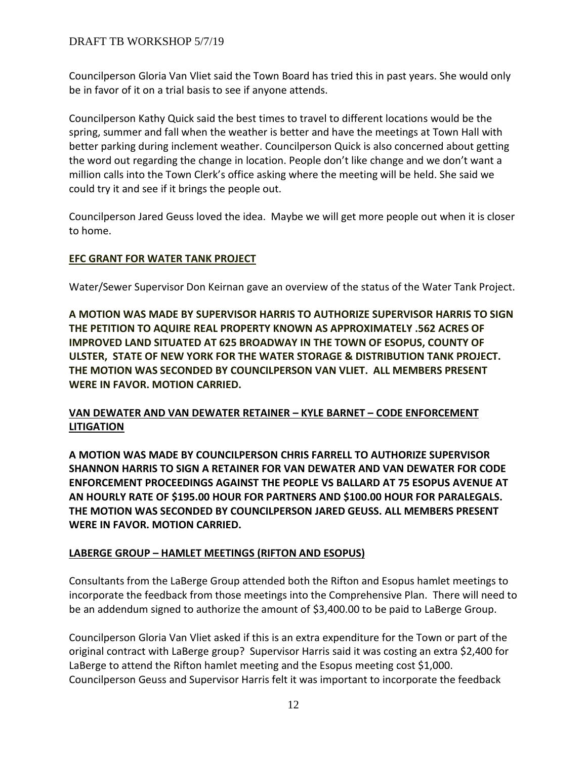Councilperson Gloria Van Vliet said the Town Board has tried this in past years. She would only be in favor of it on a trial basis to see if anyone attends.

Councilperson Kathy Quick said the best times to travel to different locations would be the spring, summer and fall when the weather is better and have the meetings at Town Hall with better parking during inclement weather. Councilperson Quick is also concerned about getting the word out regarding the change in location. People don't like change and we don't want a million calls into the Town Clerk's office asking where the meeting will be held. She said we could try it and see if it brings the people out.

Councilperson Jared Geuss loved the idea. Maybe we will get more people out when it is closer to home.

**EFC GRANT FOR WATER TANK PROJECT**

Water/Sewer Supervisor Don Keirnan gave an overview of the status of the Water Tank Project.

**A MOTION WAS MADE BY SUPERVISOR HARRIS TO AUTHORIZE SUPERVISOR HARRIS TO SIGN THE PETITION TO AQUIRE REAL PROPERTY KNOWN AS APPROXIMATELY .562 ACRES OF IMPROVED LAND SITUATED AT 625 BROADWAY IN THE TOWN OF ESOPUS, COUNTY OF ULSTER, STATE OF NEW YORK FOR THE WATER STORAGE & DISTRIBUTION TANK PROJECT. THE MOTION WAS SECONDED BY COUNCILPERSON VAN VLIET. ALL MEMBERS PRESENT WERE IN FAVOR. MOTION CARRIED.**

**VAN DEWATER AND VAN DEWATER RETAINER – KYLE BARNET – CODE ENFORCEMENT LITIGATION**

**A MOTION WAS MADE BY COUNCILPERSON CHRIS FARRELL TO AUTHORIZE SUPERVISOR SHANNON HARRIS TO SIGN A RETAINER FOR VAN DEWATER AND VAN DEWATER FOR CODE ENFORCEMENT PROCEEDINGS AGAINST THE PEOPLE VS BALLARD AT 75 ESOPUS AVENUE AT AN HOURLY RATE OF $195.00 HOUR FOR PARTNERS AND $100.00 HOUR FOR PARALEGALS. THE MOTION WAS SECONDED BY COUNCILPERSON JARED GEUSS. ALL MEMBERS PRESENT WERE IN FAVOR. MOTION CARRIED.**

**LABERGE GROUP – HAMLET MEETINGS (RIFTON AND ESOPUS)**

Consultants from the LaBerge Group attended both the Rifton and Esopus hamlet meetings to incorporate the feedback from those meetings into the Comprehensive Plan. There will need to be an addendum signed to authorize the amount of $3,400.00 to be paid to LaBerge Group.

Councilperson Gloria Van Vliet asked if this is an extra expenditure for the Town or part of the original contract with LaBerge group? Supervisor Harris said it was costing an extra $2,400 for LaBerge to attend the Rifton hamlet meeting and the Esopus meeting cost $1,000. Councilperson Geuss and Supervisor Harris felt it was important to incorporate the feedback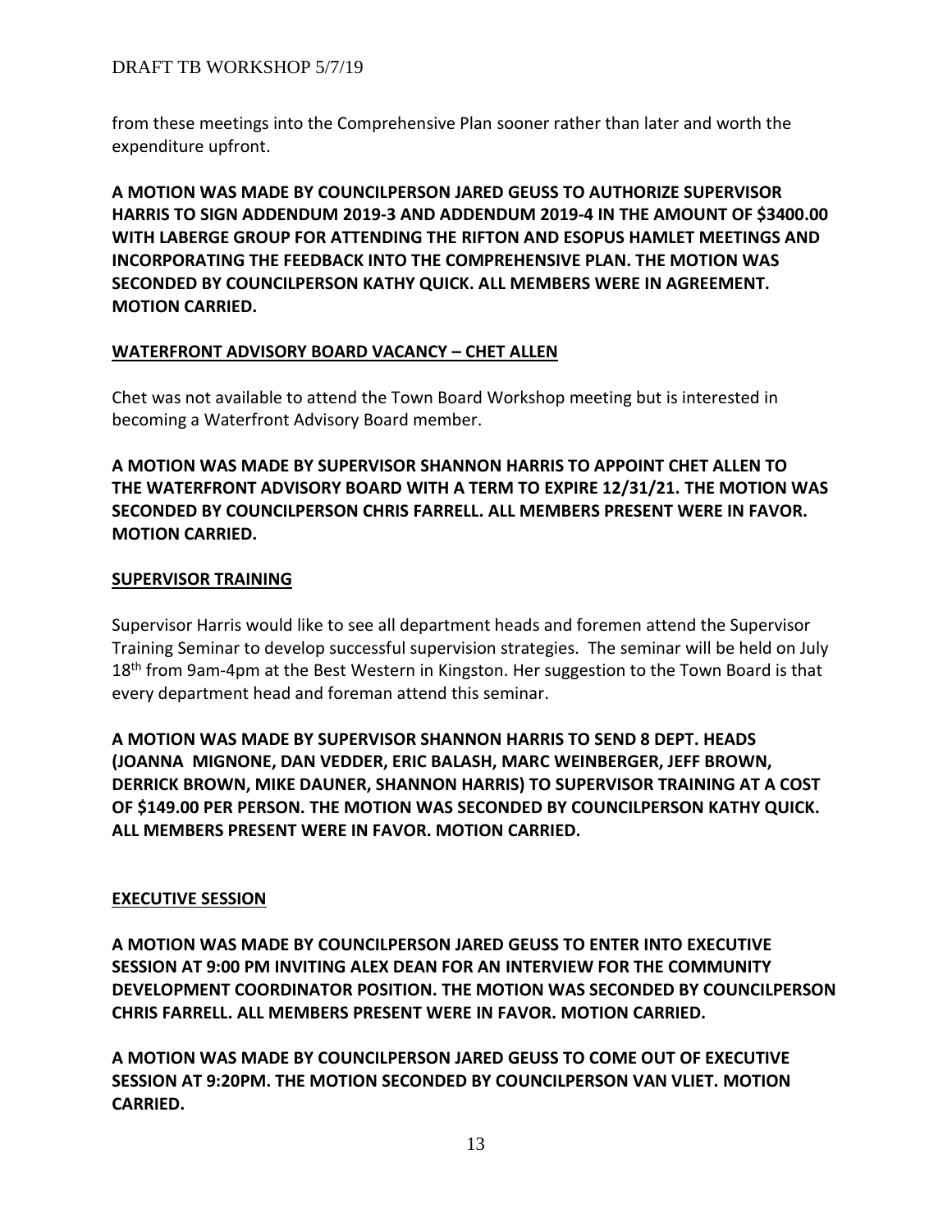from these meetings into the Comprehensive Plan sooner rather than later and worth the expenditure upfront.

**A MOTION WAS MADE BY COUNCILPERSON JARED GEUSS TO AUTHORIZE SUPERVISOR HARRIS TO SIGN ADDENDUM 2019-3 AND ADDENDUM 2019-4 IN THE AMOUNT OF $3400.00 WITH LABERGE GROUP FOR ATTENDING THE RIFTON AND ESOPUS HAMLET MEETINGS AND INCORPORATING THE FEEDBACK INTO THE COMPREHENSIVE PLAN. THE MOTION WAS SECONDED BY COUNCILPERSON KATHY QUICK. ALL MEMBERS WERE IN AGREEMENT. MOTION CARRIED.**

**WATERFRONT ADVISORY BOARD VACANCY – CHET ALLEN**

Chet was not available to attend the Town Board Workshop meeting but is interested in becoming a Waterfront Advisory Board member.

**A MOTION WAS MADE BY SUPERVISOR SHANNON HARRIS TO APPOINT CHET ALLEN TO THE WATERFRONT ADVISORY BOARD WITH A TERM TO EXPIRE 12/31/21. THE MOTION WAS SECONDED BY COUNCILPERSON CHRIS FARRELL. ALL MEMBERS PRESENT WERE IN FAVOR. MOTION CARRIED.**

**SUPERVISOR TRAINING**

Supervisor Harris would like to see all department heads and foremen attend the Supervisor Training Seminar to develop successful supervision strategies. The seminar will be held on July 18th from 9am-4pm at the Best Western in Kingston. Her suggestion to the Town Board is that every department head and foreman attend this seminar.

**A MOTION WAS MADE BY SUPERVISOR SHANNON HARRIS TO SEND 8 DEPT. HEADS (JOANNA MIGNONE, DAN VEDDER, ERIC BALASH, MARC WEINBERGER, JEFF BROWN, DERRICK BROWN, MIKE DAUNER, SHANNON HARRIS) TO SUPERVISOR TRAINING AT A COST OF $149.00 PER PERSON. THE MOTION WAS SECONDED BY COUNCILPERSON KATHY QUICK. ALL MEMBERS PRESENT WERE IN FAVOR. MOTION CARRIED.**

**EXECUTIVE SESSION**

**A MOTION WAS MADE BY COUNCILPERSON JARED GEUSS TO ENTER INTO EXECUTIVE SESSION AT 9:00 PM INVITING ALEX DEAN FOR AN INTERVIEW FOR THE COMMUNITY DEVELOPMENT COORDINATOR POSITION. THE MOTION WAS SECONDED BY COUNCILPERSON CHRIS FARRELL. ALL MEMBERS PRESENT WERE IN FAVOR. MOTION CARRIED.**

**A MOTION WAS MADE BY COUNCILPERSON JARED GEUSS TO COME OUT OF EXECUTIVE SESSION AT 9:20PM. THE MOTION SECONDED BY COUNCILPERSON VAN VLIET. MOTION CARRIED.**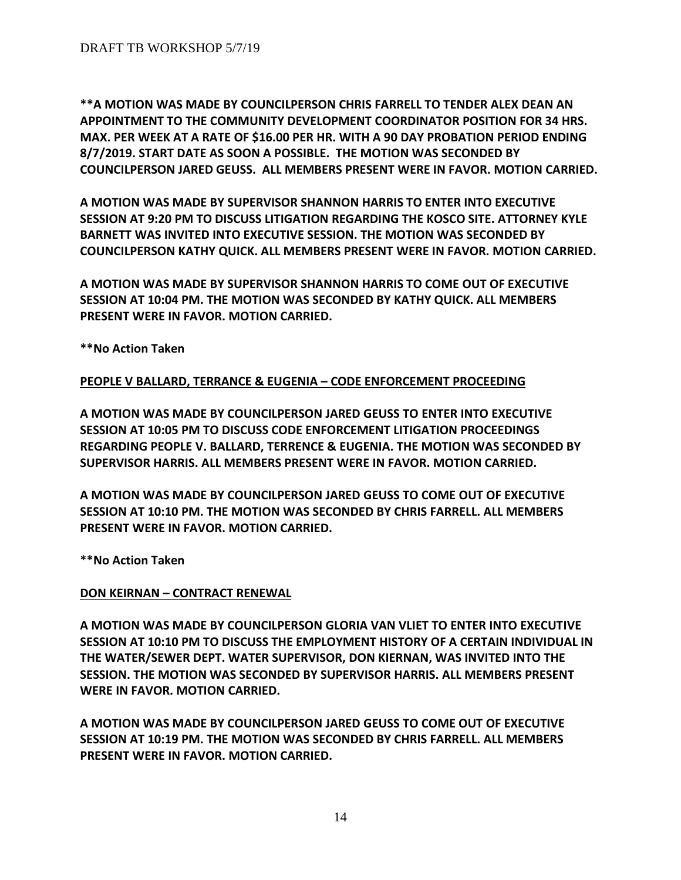**\*\*A MOTION WAS MADE BY COUNCILPERSON CHRIS FARRELL TO TENDER ALEX DEAN AN APPOINTMENT TO THE COMMUNITY DEVELOPMENT COORDINATOR POSITION FOR 34 HRS. MAX. PER WEEK AT A RATE OF $16.00 PER HR. WITH A 90 DAY PROBATION PERIOD ENDING 8/7/2019. START DATE AS SOON A POSSIBLE. THE MOTION WAS SECONDED BY COUNCILPERSON JARED GEUSS. ALL MEMBERS PRESENT WERE IN FAVOR. MOTION CARRIED.**

**A MOTION WAS MADE BY SUPERVISOR SHANNON HARRIS TO ENTER INTO EXECUTIVE SESSION AT 9:20 PM TO DISCUSS LITIGATION REGARDING THE KOSCO SITE. ATTORNEY KYLE BARNETT WAS INVITED INTO EXECUTIVE SESSION. THE MOTION WAS SECONDED BY COUNCILPERSON KATHY QUICK. ALL MEMBERS PRESENT WERE IN FAVOR. MOTION CARRIED.**

**A MOTION WAS MADE BY SUPERVISOR SHANNON HARRIS TO COME OUT OF EXECUTIVE SESSION AT 10:04 PM. THE MOTION WAS SECONDED BY KATHY QUICK. ALL MEMBERS PRESENT WERE IN FAVOR. MOTION CARRIED.**

**\*\*No Action Taken**

**<u>PEOPLE V BALLARD, TERRANCE & EUGENIA – CODE ENFORCEMENT PROCEEDING</u>**

**A MOTION WAS MADE BY COUNCILPERSON JARED GEUSS TO ENTER INTO EXECUTIVE SESSION AT 10:05 PM TO DISCUSS CODE ENFORCEMENT LITIGATION PROCEEDINGS REGARDING PEOPLE V. BALLARD, TERRENCE & EUGENIA. THE MOTION WAS SECONDED BY SUPERVISOR HARRIS. ALL MEMBERS PRESENT WERE IN FAVOR. MOTION CARRIED.**

**A MOTION WAS MADE BY COUNCILPERSON JARED GEUSS TO COME OUT OF EXECUTIVE SESSION AT 10:10 PM. THE MOTION WAS SECONDED BY CHRIS FARRELL. ALL MEMBERS PRESENT WERE IN FAVOR. MOTION CARRIED.**

**\*\*No Action Taken**

**<u>DON KEIRNAN – CONTRACT RENEWAL</u>**

**A MOTION WAS MADE BY COUNCILPERSON GLORIA VAN VLIET TO ENTER INTO EXECUTIVE SESSION AT 10:10 PM TO DISCUSS THE EMPLOYMENT HISTORY OF A CERTAIN INDIVIDUAL IN THE WATER/SEWER DEPT. WATER SUPERVISOR, DON KIERNAN, WAS INVITED INTO THE SESSION. THE MOTION WAS SECONDED BY SUPERVISOR HARRIS. ALL MEMBERS PRESENT WERE IN FAVOR. MOTION CARRIED.**

**A MOTION WAS MADE BY COUNCILPERSON JARED GEUSS TO COME OUT OF EXECUTIVE SESSION AT 10:19 PM. THE MOTION WAS SECONDED BY CHRIS FARRELL. ALL MEMBERS PRESENT WERE IN FAVOR. MOTION CARRIED.**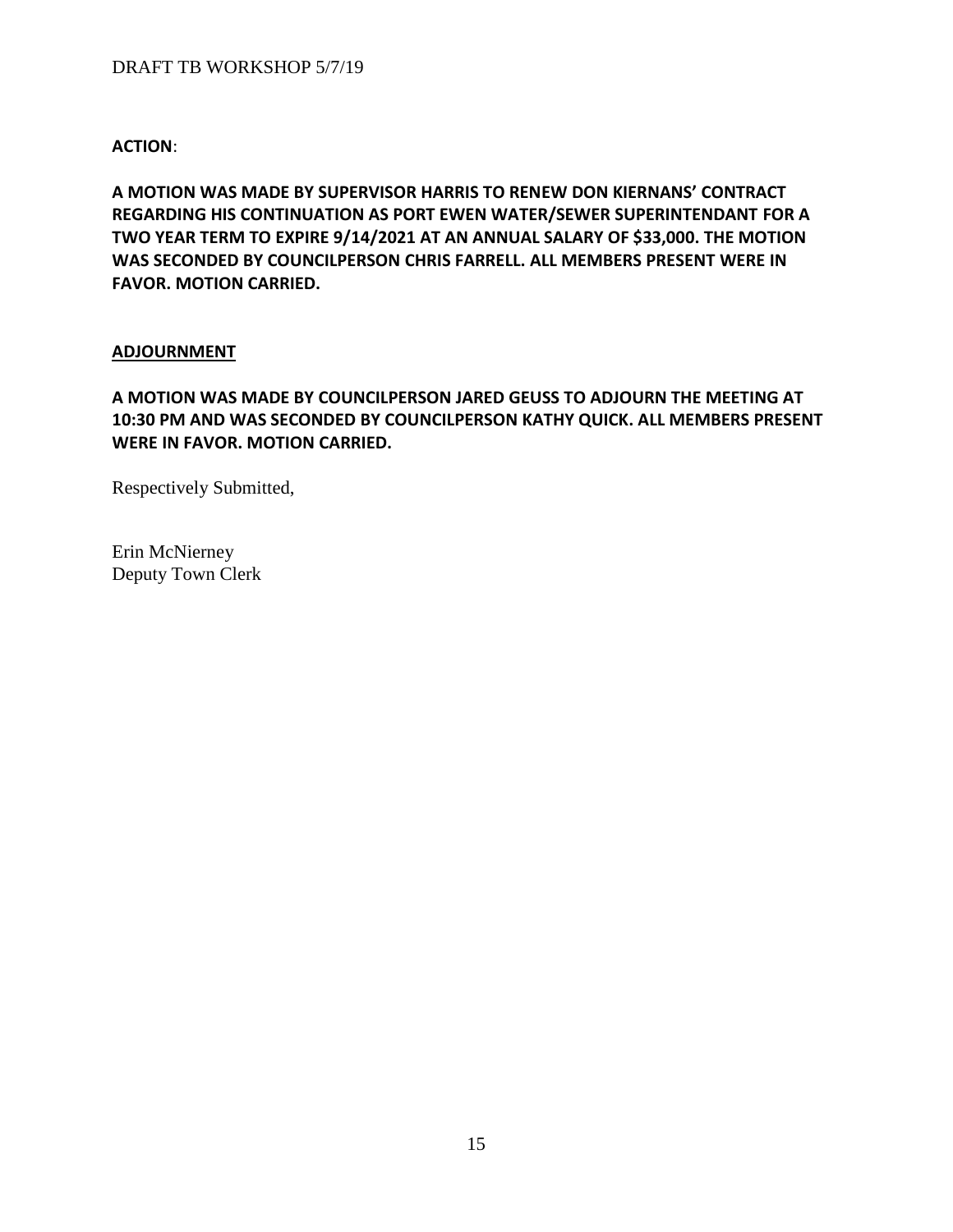**ACTION**:

**A MOTION WAS MADE BY SUPERVISOR HARRIS TO RENEW DON KIERNANS' CONTRACT REGARDING HIS CONTINUATION AS PORT EWEN WATER/SEWER SUPERINTENDANT FOR A TWO YEAR TERM TO EXPIRE 9/14/2021 AT AN ANNUAL SALARY OF $33,000. THE MOTION WAS SECONDED BY COUNCILPERSON CHRIS FARRELL. ALL MEMBERS PRESENT WERE IN FAVOR. MOTION CARRIED.**

**ADJOURNMENT**

**A MOTION WAS MADE BY COUNCILPERSON JARED GEUSS TO ADJOURN THE MEETING AT 10:30 PM AND WAS SECONDED BY COUNCILPERSON KATHY QUICK. ALL MEMBERS PRESENT WERE IN FAVOR. MOTION CARRIED.**

Respectively Submitted,

Erin McNierney
Deputy Town Clerk